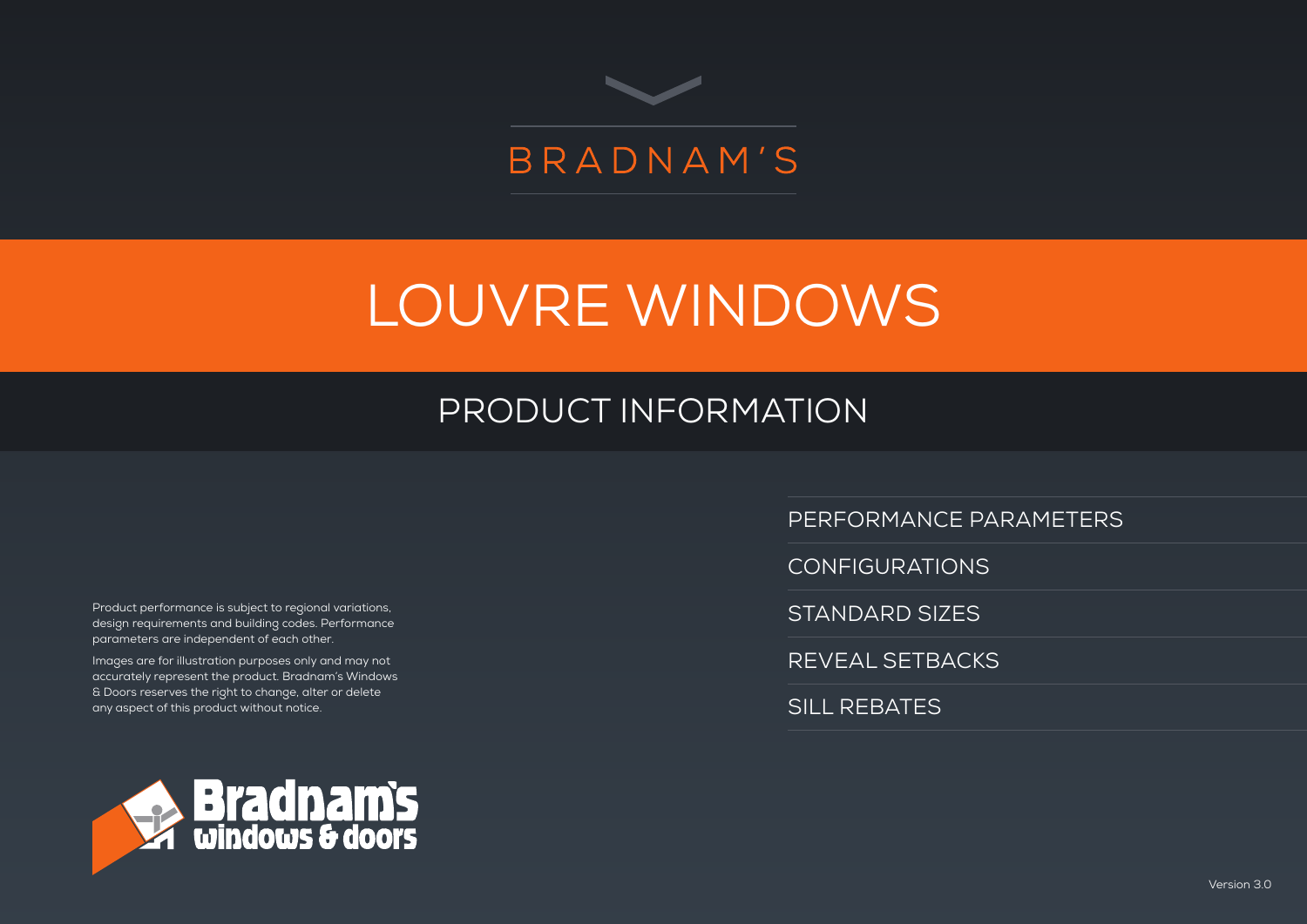BRADNAM'S

# LOUVRE WINDOWS

## PRODUCT INFORMATION

- PERFORMANCE PARAMETERS
- CONFIGURATIONS
- STANDARD SIZES
- REVEAL SETBACKS
- SILL REBATES

Product performance is subject to regional variations, design requirements and building codes. Performance parameters are independent of each other.

Images are for illustration purposes only and may not accurately represent the product. Bradnam's Windows & Doors reserves the right to change, alter or delete any aspect of this product without notice.

Bradnam's windows & doors

Version 3.0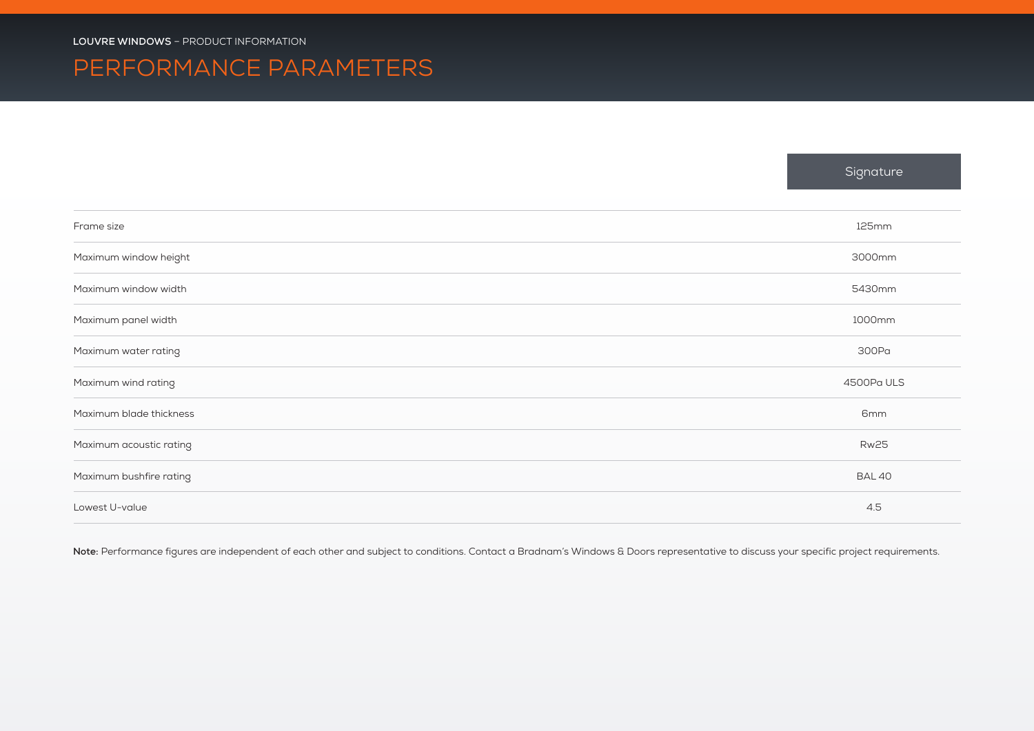**LOUVRE WINDOWS** – PRODUCT INFORMATION

# PERFORMANCE PARAMETERS

| | Signature |
|---|---|
| Frame size | 125mm |
| Maximum window height | 3000mm |
| Maximum window width | 5430mm |
| Maximum panel width | 1000mm |
| Maximum water rating | 300Pa |
| Maximum wind rating | 4500Pa ULS |
| Maximum blade thickness | 6mm |
| Maximum acoustic rating | Rw25 |
| Maximum bushfire rating | BAL 40 |
| Lowest U-value | 4.5 |

**Note:** Performance figures are independent of each other and subject to conditions. Contact a Bradnam's Windows & Doors representative to discuss your specific project requirements.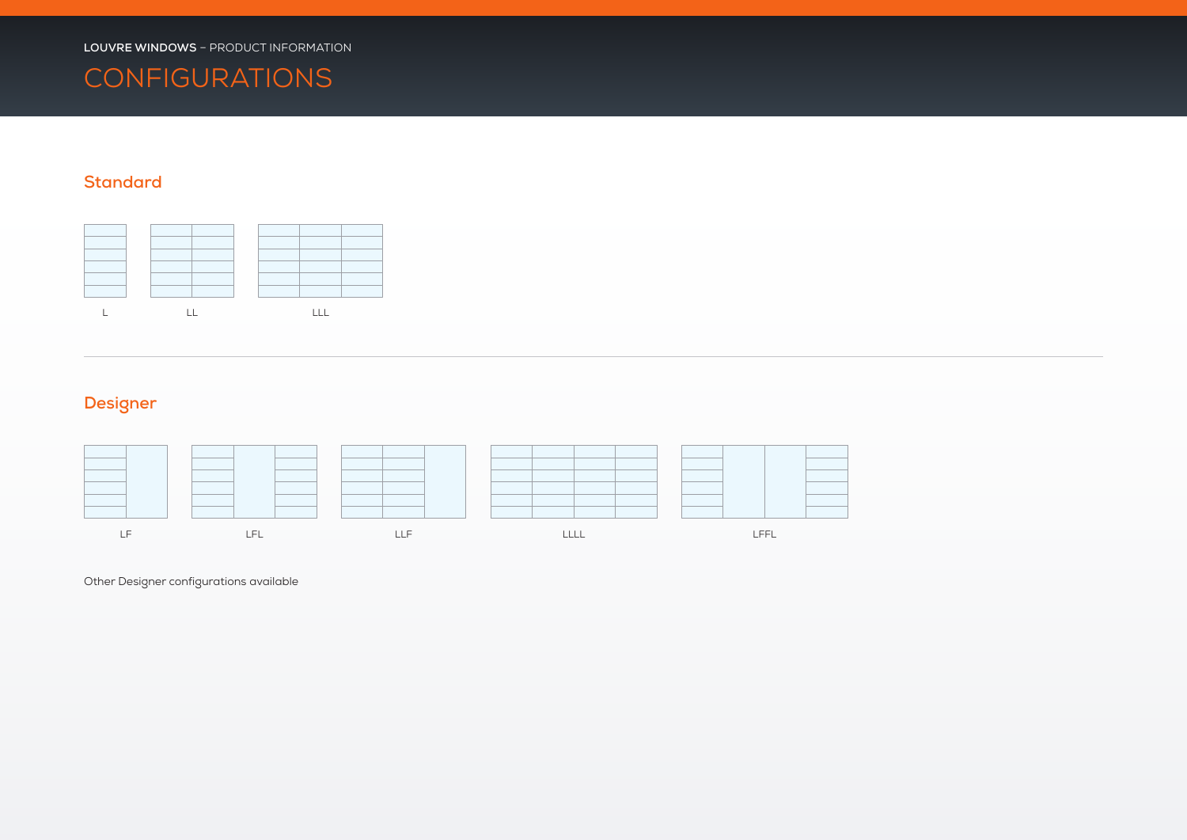**LOUVRE WINDOWS** – PRODUCT INFORMATION

# CONFIGURATIONS

## Standard

L

LL

LLL

## Designer

LF

LFL

LLF

LLLL

LFFL

Other Designer configurations available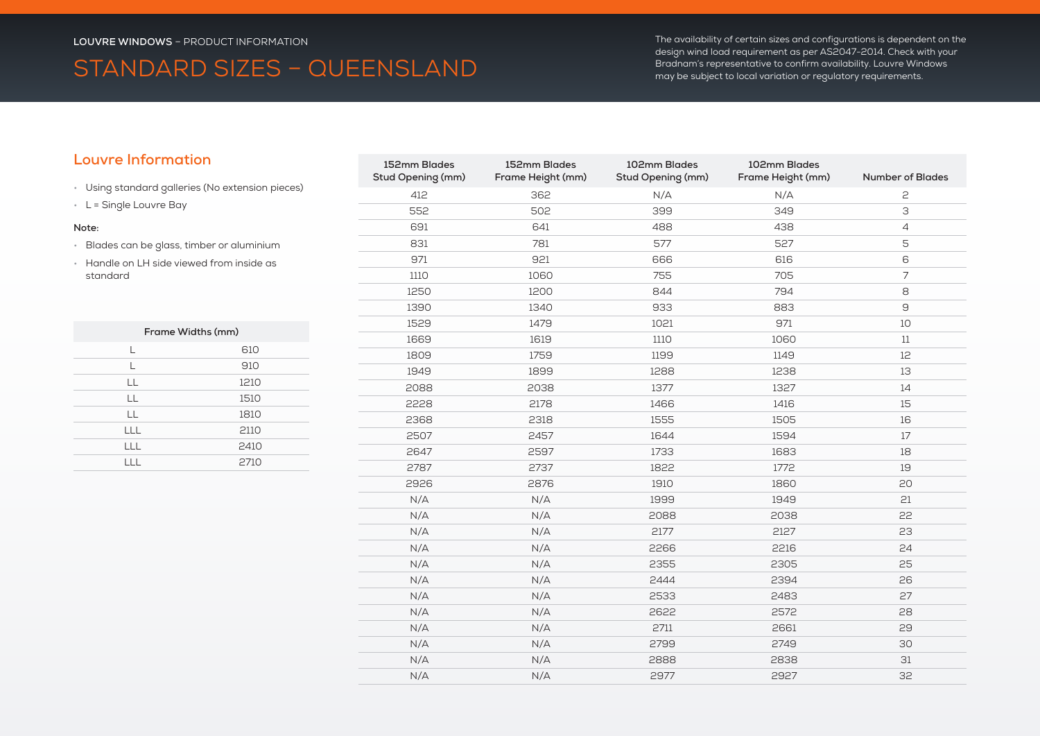**LOUVRE WINDOWS** – PRODUCT INFORMATION

# STANDARD SIZES – QUEENSLAND

The availability of certain sizes and configurations is dependent on the design wind load requirement as per AS2047-2014. Check with your Bradnam's representative to confirm availability. Louvre Windows may be subject to local variation or regulatory requirements.

## Louvre Information

- Using standard galleries (No extension pieces)
- L = Single Louvre Bay

**Note:**

- Blades can be glass, timber or aluminium
- Handle on LH side viewed from inside as standard

| Frame Widths (mm) | |
|---|---|
| L | 610 |
| L | 910 |
| LL | 1210 |
| LL | 1510 |
| LL | 1810 |
| LLL | 2110 |
| LLL | 2410 |
| LLL | 2710 |

| 152mm Blades Stud Opening (mm) | 152mm Blades Frame Height (mm) | 102mm Blades Stud Opening (mm) | 102mm Blades Frame Height (mm) | Number of Blades |
|---|---|---|---|---|
| 412 | 362 | N/A | N/A | 2 |
| 552 | 502 | 399 | 349 | 3 |
| 691 | 641 | 488 | 438 | 4 |
| 831 | 781 | 577 | 527 | 5 |
| 971 | 921 | 666 | 616 | 6 |
| 1110 | 1060 | 755 | 705 | 7 |
| 1250 | 1200 | 844 | 794 | 8 |
| 1390 | 1340 | 933 | 883 | 9 |
| 1529 | 1479 | 1021 | 971 | 10 |
| 1669 | 1619 | 1110 | 1060 | 11 |
| 1809 | 1759 | 1199 | 1149 | 12 |
| 1949 | 1899 | 1288 | 1238 | 13 |
| 2088 | 2038 | 1377 | 1327 | 14 |
| 2228 | 2178 | 1466 | 1416 | 15 |
| 2368 | 2318 | 1555 | 1505 | 16 |
| 2507 | 2457 | 1644 | 1594 | 17 |
| 2647 | 2597 | 1733 | 1683 | 18 |
| 2787 | 2737 | 1822 | 1772 | 19 |
| 2926 | 2876 | 1910 | 1860 | 20 |
| N/A | N/A | 1999 | 1949 | 21 |
| N/A | N/A | 2088 | 2038 | 22 |
| N/A | N/A | 2177 | 2127 | 23 |
| N/A | N/A | 2266 | 2216 | 24 |
| N/A | N/A | 2355 | 2305 | 25 |
| N/A | N/A | 2444 | 2394 | 26 |
| N/A | N/A | 2533 | 2483 | 27 |
| N/A | N/A | 2622 | 2572 | 28 |
| N/A | N/A | 2711 | 2661 | 29 |
| N/A | N/A | 2799 | 2749 | 30 |
| N/A | N/A | 2888 | 2838 | 31 |
| N/A | N/A | 2977 | 2927 | 32 |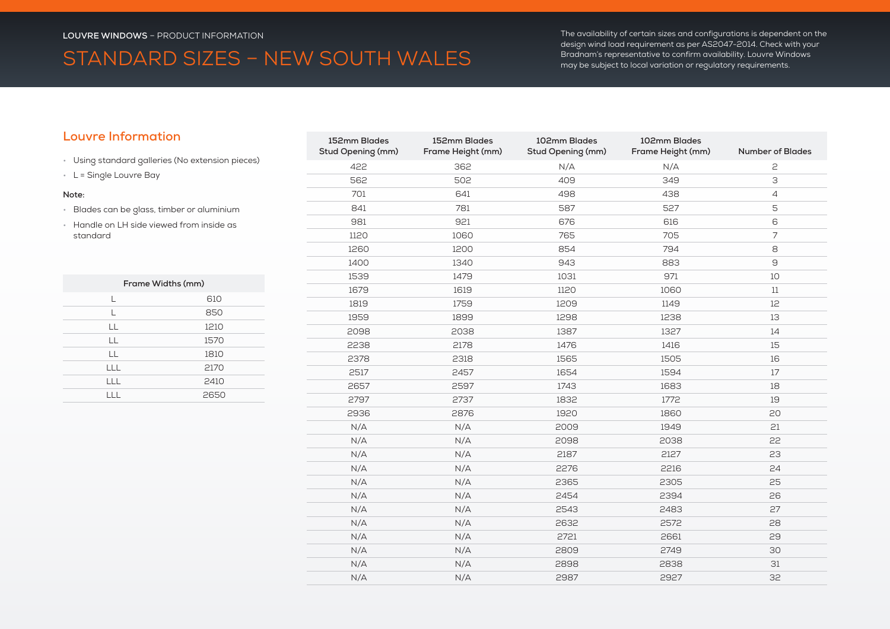**LOUVRE WINDOWS** – PRODUCT INFORMATION

# STANDARD SIZES – NEW SOUTH WALES

The availability of certain sizes and configurations is dependent on the design wind load requirement as per AS2047-2014. Check with your Bradnam's representative to confirm availability. Louvre Windows may be subject to local variation or regulatory requirements.

## Louvre Information

- Using standard galleries (No extension pieces)
- L = Single Louvre Bay

**Note:**

- Blades can be glass, timber or aluminium
- Handle on LH side viewed from inside as standard

| Frame Widths (mm) | |
|---|---|
| L | 610 |
| L | 850 |
| LL | 1210 |
| LL | 1570 |
| LL | 1810 |
| LLL | 2170 |
| LLL | 2410 |
| LLL | 2650 |

| 152mm Blades Stud Opening (mm) | 152mm Blades Frame Height (mm) | 102mm Blades Stud Opening (mm) | 102mm Blades Frame Height (mm) | Number of Blades |
|---|---|---|---|---|
| 422 | 362 | N/A | N/A | 2 |
| 562 | 502 | 409 | 349 | 3 |
| 701 | 641 | 498 | 438 | 4 |
| 841 | 781 | 587 | 527 | 5 |
| 981 | 921 | 676 | 616 | 6 |
| 1120 | 1060 | 765 | 705 | 7 |
| 1260 | 1200 | 854 | 794 | 8 |
| 1400 | 1340 | 943 | 883 | 9 |
| 1539 | 1479 | 1031 | 971 | 10 |
| 1679 | 1619 | 1120 | 1060 | 11 |
| 1819 | 1759 | 1209 | 1149 | 12 |
| 1959 | 1899 | 1298 | 1238 | 13 |
| 2098 | 2038 | 1387 | 1327 | 14 |
| 2238 | 2178 | 1476 | 1416 | 15 |
| 2378 | 2318 | 1565 | 1505 | 16 |
| 2517 | 2457 | 1654 | 1594 | 17 |
| 2657 | 2597 | 1743 | 1683 | 18 |
| 2797 | 2737 | 1832 | 1772 | 19 |
| 2936 | 2876 | 1920 | 1860 | 20 |
| N/A | N/A | 2009 | 1949 | 21 |
| N/A | N/A | 2098 | 2038 | 22 |
| N/A | N/A | 2187 | 2127 | 23 |
| N/A | N/A | 2276 | 2216 | 24 |
| N/A | N/A | 2365 | 2305 | 25 |
| N/A | N/A | 2454 | 2394 | 26 |
| N/A | N/A | 2543 | 2483 | 27 |
| N/A | N/A | 2632 | 2572 | 28 |
| N/A | N/A | 2721 | 2661 | 29 |
| N/A | N/A | 2809 | 2749 | 30 |
| N/A | N/A | 2898 | 2838 | 31 |
| N/A | N/A | 2987 | 2927 | 32 |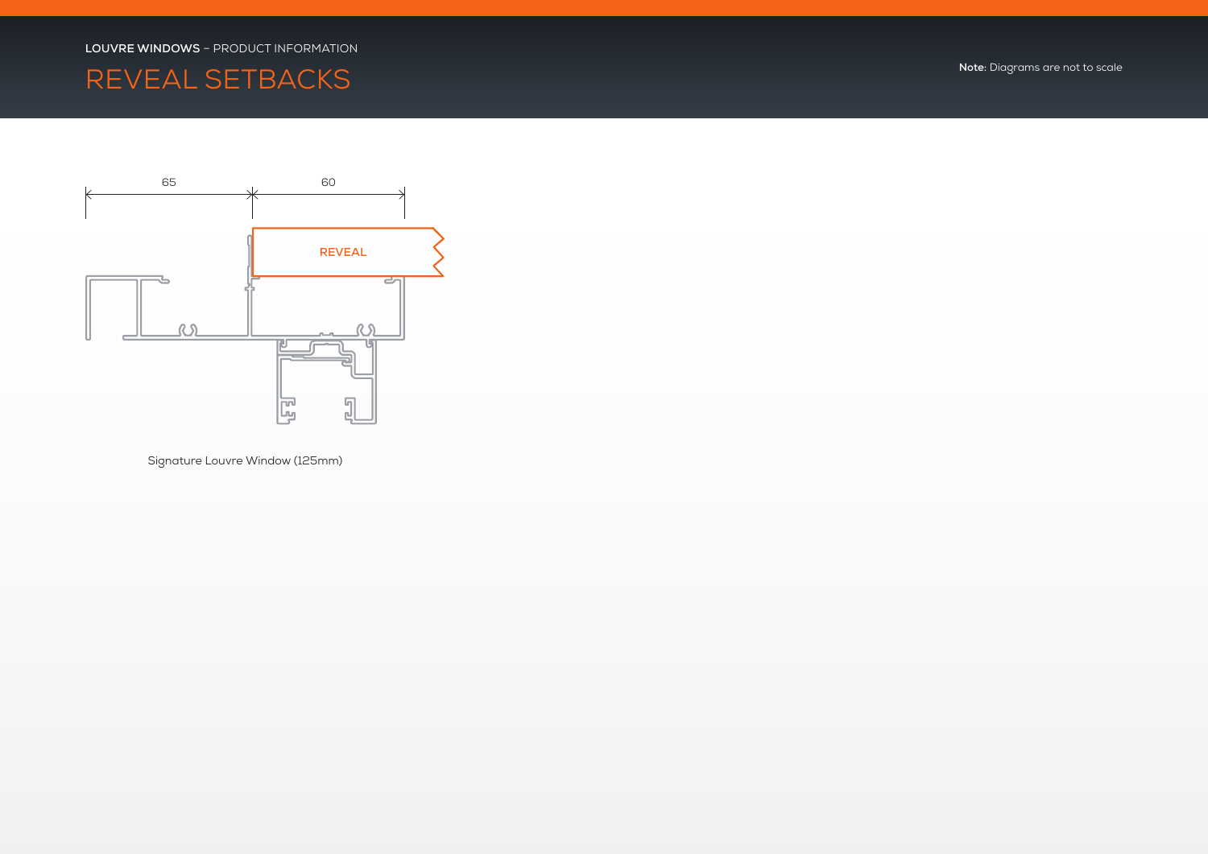LOUVRE WINDOWS – PRODUCT INFORMATION

# REVEAL SETBACKS

**Note:** Diagrams are not to scale

65

60

REVEAL

Signature Louvre Window (125mm)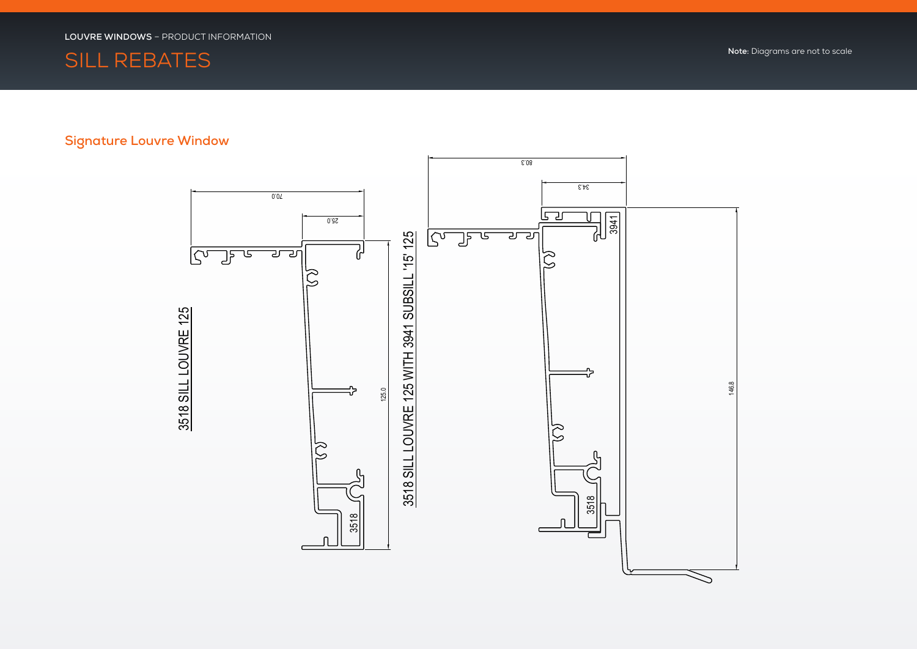LOUVRE WINDOWS – PRODUCT INFORMATION

# SILL REBATES

**Note:** Diagrams are not to scale

## Signature Louvre Window

3518 SILL LOUVRE 125

70.0

25.0

125.0

3518

3518 SILL LOUVRE 125 WITH 3941 SUBSILL '15' 125

80.3

34.3

3941

146.8

3518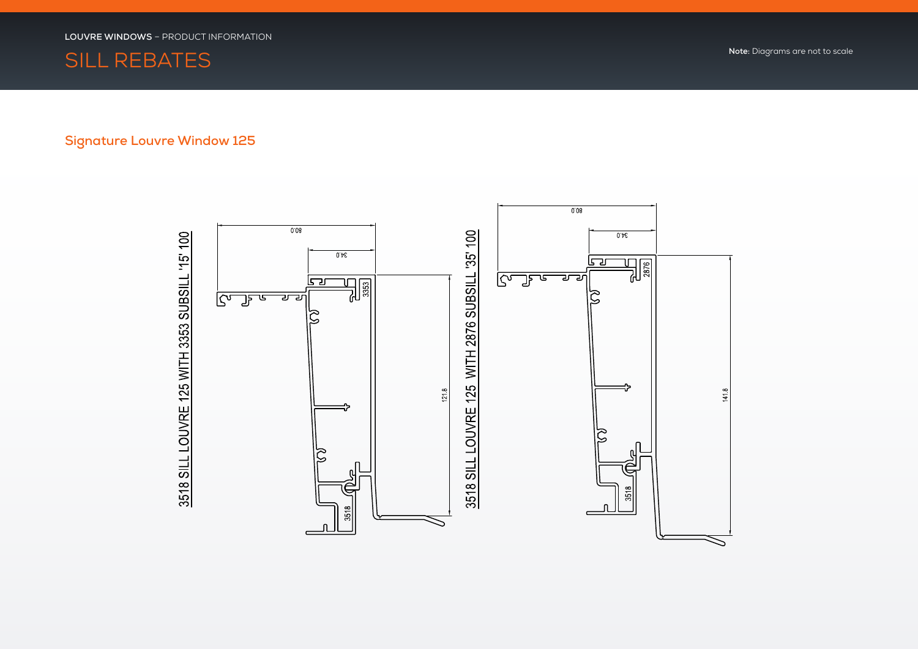LOUVRE WINDOWS – PRODUCT INFORMATION

# SILL REBATES

**Note:** Diagrams are not to scale

## Signature Louvre Window 125

3518 SILL LOUVRE 125 WITH 3353 SUBSILL '15' 100

80.0

34.0

3353

3518

121.8

3518 SILL LOUVRE 125 WITH 2876 SUBSILL '35' 100

80.0

34.0

2876

3518

141.8